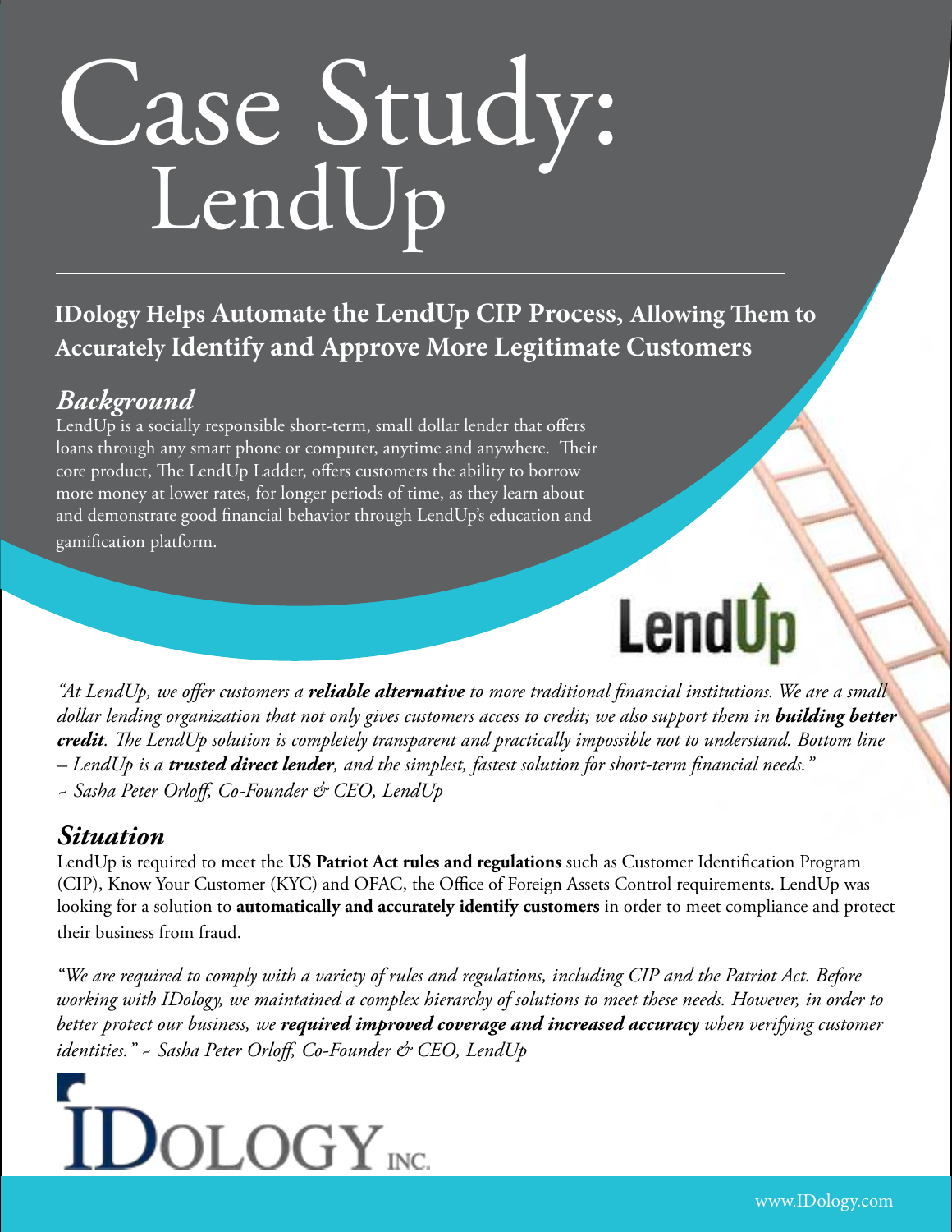# Case Study: LendUp

## IDology Helps Automate the LendUp CIP Process, Allowing Them to Accurately Identify and Approve More Legitimate Customers

### *Background*

LendUp is a socially responsible short-term, small dollar lender that offers loans through any smart phone or computer, anytime and anywhere. Their core product, The LendUp Ladder, offers customers the ability to borrow more money at lower rates, for longer periods of time, as they learn about and demonstrate good financial behavior through LendUp's education and gamification platform.

*"At LendUp, we offer customers a* ***reliable alternative*** *to more traditional financial institutions. We are a small dollar lending organization that not only gives customers access to credit; we also support them in* ***building better credit****. The LendUp solution is completely transparent and practically impossible not to understand. Bottom line – LendUp is a* ***trusted direct lender****, and the simplest, fastest solution for short-term financial needs."*
*~ Sasha Peter Orloff, Co-Founder & CEO, LendUp*

### *Situation*

LendUp is required to meet the **US Patriot Act rules and regulations** such as Customer Identification Program (CIP), Know Your Customer (KYC) and OFAC, the Office of Foreign Assets Control requirements. LendUp was looking for a solution to **automatically and accurately identify customers** in order to meet compliance and protect their business from fraud.

*"We are required to comply with a variety of rules and regulations, including CIP and the Patriot Act. Before working with IDology, we maintained a complex hierarchy of solutions to meet these needs. However, in order to better protect our business, we* ***required improved coverage and increased accuracy*** *when verifying customer identities." ~ Sasha Peter Orloff, Co-Founder & CEO, LendUp*

IDOLOGY INC.

www.IDology.com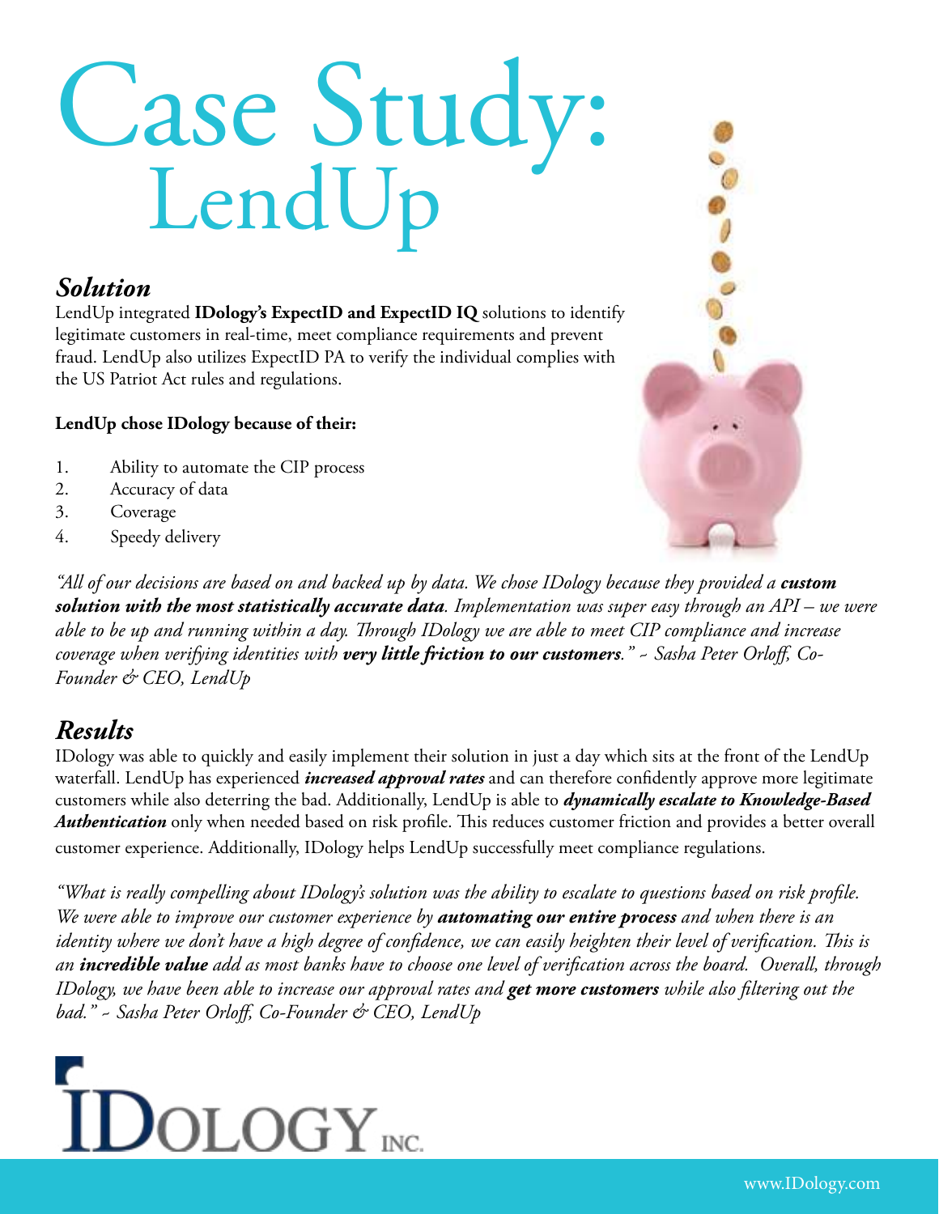# Case Study: LendUp

## *Solution*

LendUp integrated **IDology's ExpectID and ExpectID IQ** solutions to identify legitimate customers in real-time, meet compliance requirements and prevent fraud. LendUp also utilizes ExpectID PA to verify the individual complies with the US Patriot Act rules and regulations.

**LendUp chose IDology because of their:**

1. Ability to automate the CIP process
2. Accuracy of data
3. Coverage
4. Speedy delivery

*"All of our decisions are based on and backed up by data. We chose IDology because they provided a **custom solution with the most statistically accurate data**. Implementation was super easy through an API – we were able to be up and running within a day. Through IDology we are able to meet CIP compliance and increase coverage when verifying identities with **very little friction to our customers**." ~ Sasha Peter Orloff, Co-Founder & CEO, LendUp*

## *Results*

IDology was able to quickly and easily implement their solution in just a day which sits at the front of the LendUp waterfall. LendUp has experienced ***increased approval rates*** and can therefore confidently approve more legitimate customers while also deterring the bad. Additionally, LendUp is able to ***dynamically escalate to Knowledge-Based Authentication*** only when needed based on risk profile. This reduces customer friction and provides a better overall customer experience. Additionally, IDology helps LendUp successfully meet compliance regulations.

*"What is really compelling about IDology's solution was the ability to escalate to questions based on risk profile. We were able to improve our customer experience by **automating our entire process** and when there is an identity where we don't have a high degree of confidence, we can easily heighten their level of verification. This is an **incredible value** add as most banks have to choose one level of verification across the board. Overall, through IDology, we have been able to increase our approval rates and **get more customers** while also filtering out the bad." ~ Sasha Peter Orloff, Co-Founder & CEO, LendUp*

IDOLOGY INC.

www.IDology.com